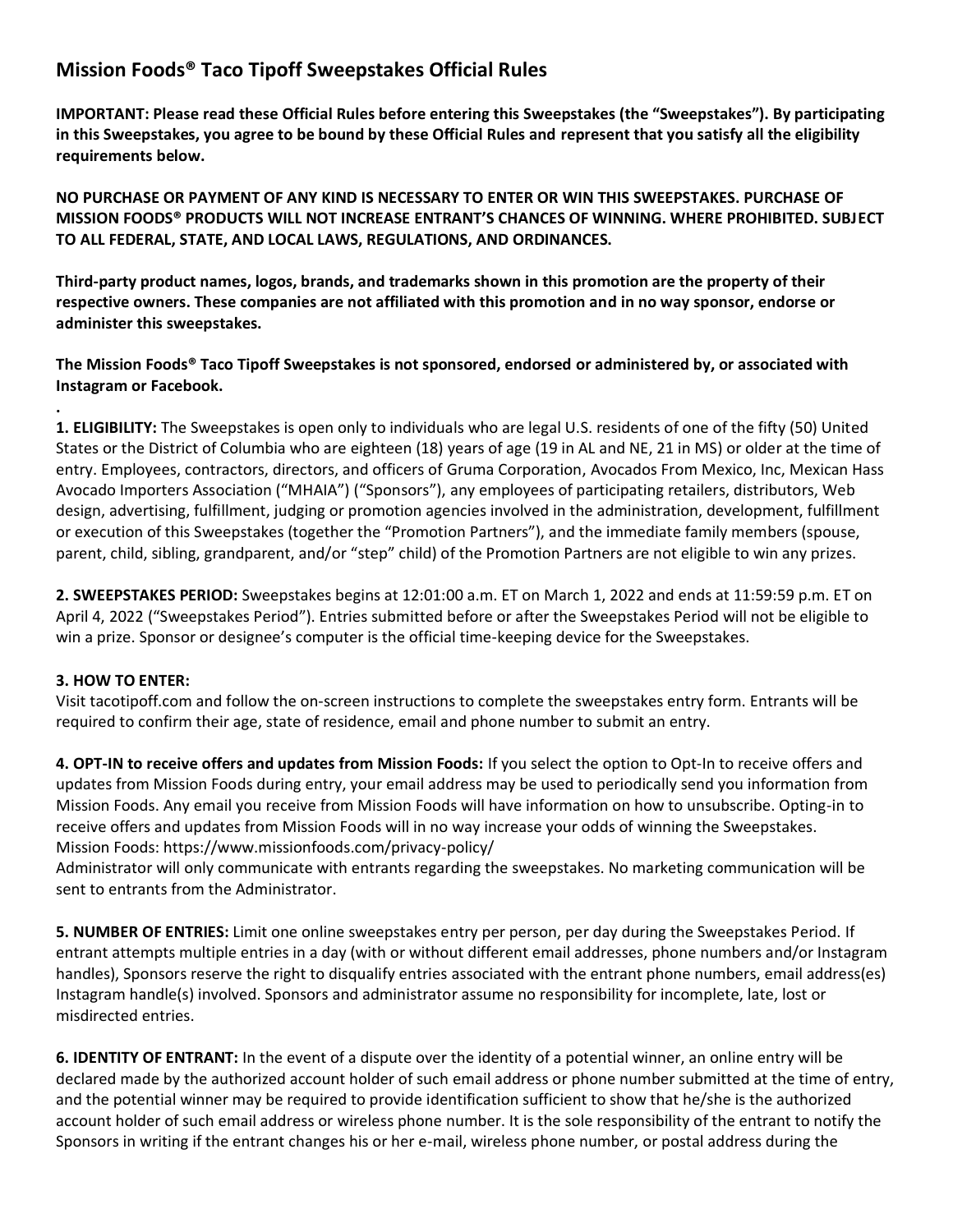# Mission Foods® Taco Tipoff Sweepstakes Official Rules

**IMPORTANT: Please read these Official Rules before entering this Sweepstakes (the "Sweepstakes"). By participating in this Sweepstakes, you agree to be bound by these Official Rules and represent that you satisfy all the eligibility requirements below.**

**NO PURCHASE OR PAYMENT OF ANY KIND IS NECESSARY TO ENTER OR WIN THIS SWEEPSTAKES. PURCHASE OF MISSION FOODS® PRODUCTS WILL NOT INCREASE ENTRANT'S CHANCES OF WINNING. WHERE PROHIBITED. SUBJECT TO ALL FEDERAL, STATE, AND LOCAL LAWS, REGULATIONS, AND ORDINANCES.**

**Third-party product names, logos, brands, and trademarks shown in this promotion are the property of their respective owners. These companies are not affiliated with this promotion and in no way sponsor, endorse or administer this sweepstakes.**

**The Mission Foods® Taco Tipoff Sweepstakes is not sponsored, endorsed or administered by, or associated with Instagram or Facebook.**

**.**

**1. ELIGIBILITY:** The Sweepstakes is open only to individuals who are legal U.S. residents of one of the fifty (50) United States or the District of Columbia who are eighteen (18) years of age (19 in AL and NE, 21 in MS) or older at the time of entry. Employees, contractors, directors, and officers of Gruma Corporation, Avocados From Mexico, Inc, Mexican Hass Avocado Importers Association ("MHAIA") ("Sponsors"), any employees of participating retailers, distributors, Web design, advertising, fulfillment, judging or promotion agencies involved in the administration, development, fulfillment or execution of this Sweepstakes (together the "Promotion Partners"), and the immediate family members (spouse, parent, child, sibling, grandparent, and/or "step" child) of the Promotion Partners are not eligible to win any prizes.

**2. SWEEPSTAKES PERIOD:** Sweepstakes begins at 12:01:00 a.m. ET on March 1, 2022 and ends at 11:59:59 p.m. ET on April 4, 2022 ("Sweepstakes Period"). Entries submitted before or after the Sweepstakes Period will not be eligible to win a prize. Sponsor or designee's computer is the official time-keeping device for the Sweepstakes.

**3. HOW TO ENTER:**
Visit tacotipoff.com and follow the on-screen instructions to complete the sweepstakes entry form. Entrants will be required to confirm their age, state of residence, email and phone number to submit an entry.

**4. OPT-IN to receive offers and updates from Mission Foods:** If you select the option to Opt-In to receive offers and updates from Mission Foods during entry, your email address may be used to periodically send you information from Mission Foods. Any email you receive from Mission Foods will have information on how to unsubscribe. Opting-in to receive offers and updates from Mission Foods will in no way increase your odds of winning the Sweepstakes.
Mission Foods: https://www.missionfoods.com/privacy-policy/
Administrator will only communicate with entrants regarding the sweepstakes. No marketing communication will be sent to entrants from the Administrator.

**5. NUMBER OF ENTRIES:** Limit one online sweepstakes entry per person, per day during the Sweepstakes Period. If entrant attempts multiple entries in a day (with or without different email addresses, phone numbers and/or Instagram handles), Sponsors reserve the right to disqualify entries associated with the entrant phone numbers, email address(es) Instagram handle(s) involved. Sponsors and administrator assume no responsibility for incomplete, late, lost or misdirected entries.

**6. IDENTITY OF ENTRANT:** In the event of a dispute over the identity of a potential winner, an online entry will be declared made by the authorized account holder of such email address or phone number submitted at the time of entry, and the potential winner may be required to provide identification sufficient to show that he/she is the authorized account holder of such email address or wireless phone number. It is the sole responsibility of the entrant to notify the Sponsors in writing if the entrant changes his or her e-mail, wireless phone number, or postal address during the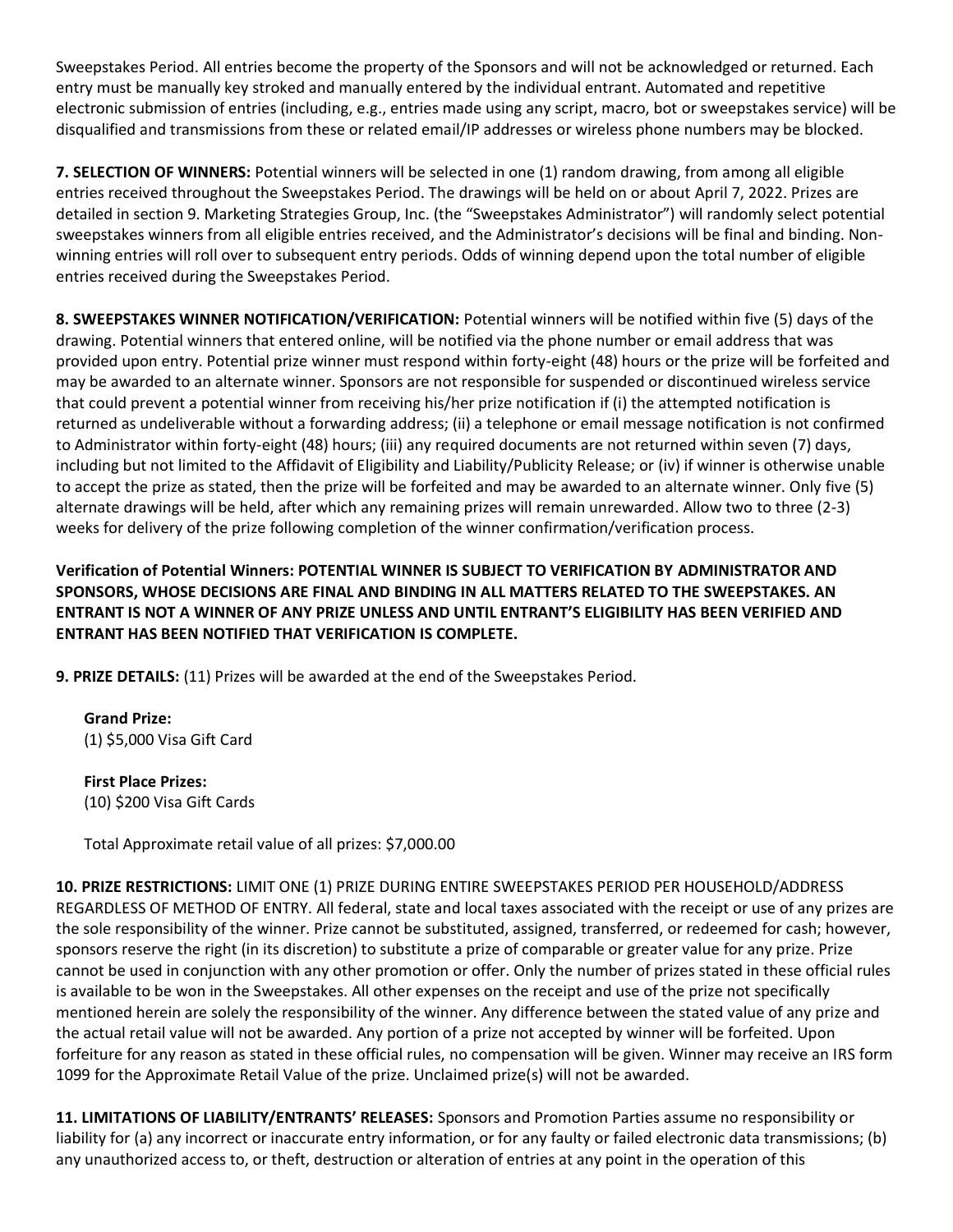Sweepstakes Period. All entries become the property of the Sponsors and will not be acknowledged or returned. Each entry must be manually key stroked and manually entered by the individual entrant. Automated and repetitive electronic submission of entries (including, e.g., entries made using any script, macro, bot or sweepstakes service) will be disqualified and transmissions from these or related email/IP addresses or wireless phone numbers may be blocked.

**7. SELECTION OF WINNERS:** Potential winners will be selected in one (1) random drawing, from among all eligible entries received throughout the Sweepstakes Period. The drawings will be held on or about April 7, 2022. Prizes are detailed in section 9. Marketing Strategies Group, Inc. (the "Sweepstakes Administrator") will randomly select potential sweepstakes winners from all eligible entries received, and the Administrator's decisions will be final and binding. Non-winning entries will roll over to subsequent entry periods. Odds of winning depend upon the total number of eligible entries received during the Sweepstakes Period.

**8. SWEEPSTAKES WINNER NOTIFICATION/VERIFICATION:** Potential winners will be notified within five (5) days of the drawing. Potential winners that entered online, will be notified via the phone number or email address that was provided upon entry. Potential prize winner must respond within forty-eight (48) hours or the prize will be forfeited and may be awarded to an alternate winner. Sponsors are not responsible for suspended or discontinued wireless service that could prevent a potential winner from receiving his/her prize notification if (i) the attempted notification is returned as undeliverable without a forwarding address; (ii) a telephone or email message notification is not confirmed to Administrator within forty-eight (48) hours; (iii) any required documents are not returned within seven (7) days, including but not limited to the Affidavit of Eligibility and Liability/Publicity Release; or (iv) if winner is otherwise unable to accept the prize as stated, then the prize will be forfeited and may be awarded to an alternate winner. Only five (5) alternate drawings will be held, after which any remaining prizes will remain unrewarded. Allow two to three (2-3) weeks for delivery of the prize following completion of the winner confirmation/verification process.

**Verification of Potential Winners: POTENTIAL WINNER IS SUBJECT TO VERIFICATION BY ADMINISTRATOR AND SPONSORS, WHOSE DECISIONS ARE FINAL AND BINDING IN ALL MATTERS RELATED TO THE SWEEPSTAKES. AN ENTRANT IS NOT A WINNER OF ANY PRIZE UNLESS AND UNTIL ENTRANT'S ELIGIBILITY HAS BEEN VERIFIED AND ENTRANT HAS BEEN NOTIFIED THAT VERIFICATION IS COMPLETE.**

**9. PRIZE DETAILS:** (11) Prizes will be awarded at the end of the Sweepstakes Period.

**Grand Prize:**
(1) $5,000 Visa Gift Card

**First Place Prizes:**
(10) $200 Visa Gift Cards

Total Approximate retail value of all prizes: $7,000.00

**10. PRIZE RESTRICTIONS:** LIMIT ONE (1) PRIZE DURING ENTIRE SWEEPSTAKES PERIOD PER HOUSEHOLD/ADDRESS REGARDLESS OF METHOD OF ENTRY. All federal, state and local taxes associated with the receipt or use of any prizes are the sole responsibility of the winner. Prize cannot be substituted, assigned, transferred, or redeemed for cash; however, sponsors reserve the right (in its discretion) to substitute a prize of comparable or greater value for any prize. Prize cannot be used in conjunction with any other promotion or offer. Only the number of prizes stated in these official rules is available to be won in the Sweepstakes. All other expenses on the receipt and use of the prize not specifically mentioned herein are solely the responsibility of the winner. Any difference between the stated value of any prize and the actual retail value will not be awarded. Any portion of a prize not accepted by winner will be forfeited. Upon forfeiture for any reason as stated in these official rules, no compensation will be given. Winner may receive an IRS form 1099 for the Approximate Retail Value of the prize. Unclaimed prize(s) will not be awarded.

**11. LIMITATIONS OF LIABILITY/ENTRANTS' RELEASES:** Sponsors and Promotion Parties assume no responsibility or liability for (a) any incorrect or inaccurate entry information, or for any faulty or failed electronic data transmissions; (b) any unauthorized access to, or theft, destruction or alteration of entries at any point in the operation of this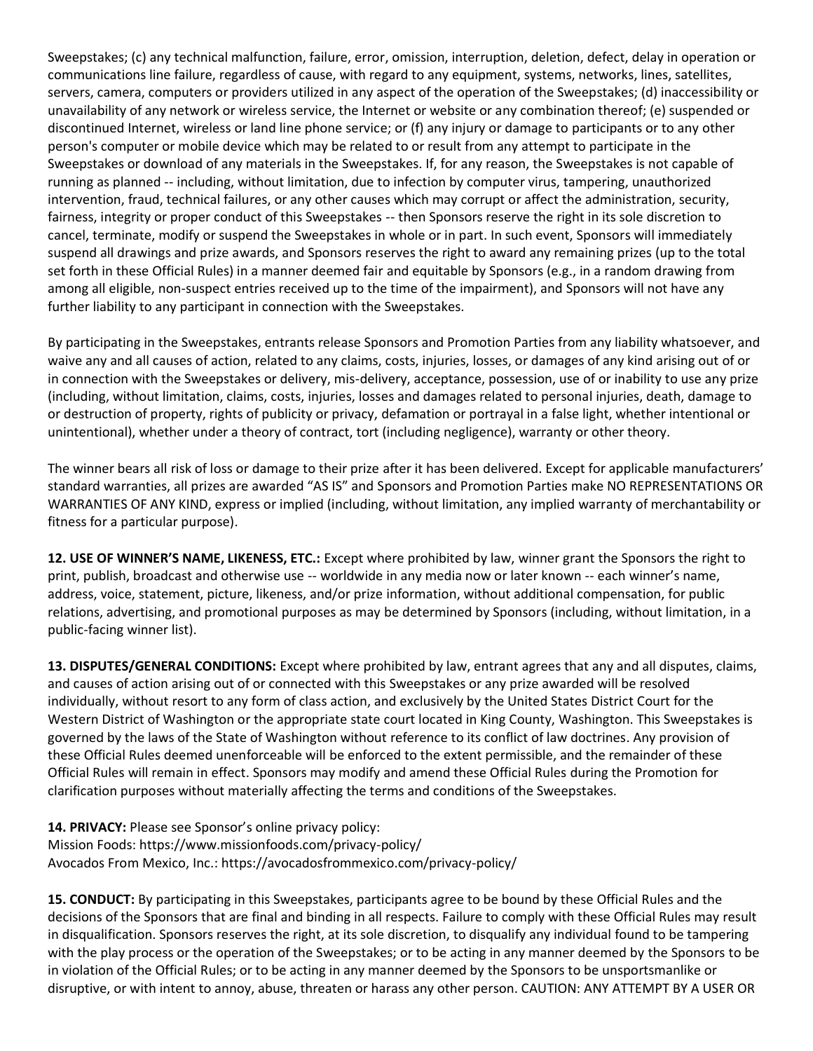Sweepstakes; (c) any technical malfunction, failure, error, omission, interruption, deletion, defect, delay in operation or communications line failure, regardless of cause, with regard to any equipment, systems, networks, lines, satellites, servers, camera, computers or providers utilized in any aspect of the operation of the Sweepstakes; (d) inaccessibility or unavailability of any network or wireless service, the Internet or website or any combination thereof; (e) suspended or discontinued Internet, wireless or land line phone service; or (f) any injury or damage to participants or to any other person's computer or mobile device which may be related to or result from any attempt to participate in the Sweepstakes or download of any materials in the Sweepstakes. If, for any reason, the Sweepstakes is not capable of running as planned -- including, without limitation, due to infection by computer virus, tampering, unauthorized intervention, fraud, technical failures, or any other causes which may corrupt or affect the administration, security, fairness, integrity or proper conduct of this Sweepstakes -- then Sponsors reserve the right in its sole discretion to cancel, terminate, modify or suspend the Sweepstakes in whole or in part. In such event, Sponsors will immediately suspend all drawings and prize awards, and Sponsors reserves the right to award any remaining prizes (up to the total set forth in these Official Rules) in a manner deemed fair and equitable by Sponsors (e.g., in a random drawing from among all eligible, non-suspect entries received up to the time of the impairment), and Sponsors will not have any further liability to any participant in connection with the Sweepstakes.

By participating in the Sweepstakes, entrants release Sponsors and Promotion Parties from any liability whatsoever, and waive any and all causes of action, related to any claims, costs, injuries, losses, or damages of any kind arising out of or in connection with the Sweepstakes or delivery, mis-delivery, acceptance, possession, use of or inability to use any prize (including, without limitation, claims, costs, injuries, losses and damages related to personal injuries, death, damage to or destruction of property, rights of publicity or privacy, defamation or portrayal in a false light, whether intentional or unintentional), whether under a theory of contract, tort (including negligence), warranty or other theory.

The winner bears all risk of loss or damage to their prize after it has been delivered. Except for applicable manufacturers' standard warranties, all prizes are awarded "AS IS" and Sponsors and Promotion Parties make NO REPRESENTATIONS OR WARRANTIES OF ANY KIND, express or implied (including, without limitation, any implied warranty of merchantability or fitness for a particular purpose).

**12. USE OF WINNER'S NAME, LIKENESS, ETC.:** Except where prohibited by law, winner grant the Sponsors the right to print, publish, broadcast and otherwise use -- worldwide in any media now or later known -- each winner's name, address, voice, statement, picture, likeness, and/or prize information, without additional compensation, for public relations, advertising, and promotional purposes as may be determined by Sponsors (including, without limitation, in a public-facing winner list).

**13. DISPUTES/GENERAL CONDITIONS:** Except where prohibited by law, entrant agrees that any and all disputes, claims, and causes of action arising out of or connected with this Sweepstakes or any prize awarded will be resolved individually, without resort to any form of class action, and exclusively by the United States District Court for the Western District of Washington or the appropriate state court located in King County, Washington. This Sweepstakes is governed by the laws of the State of Washington without reference to its conflict of law doctrines. Any provision of these Official Rules deemed unenforceable will be enforced to the extent permissible, and the remainder of these Official Rules will remain in effect. Sponsors may modify and amend these Official Rules during the Promotion for clarification purposes without materially affecting the terms and conditions of the Sweepstakes.

**14. PRIVACY:** Please see Sponsor's online privacy policy:
Mission Foods: https://www.missionfoods.com/privacy-policy/
Avocados From Mexico, Inc.: https://avocadosfrommexico.com/privacy-policy/

**15. CONDUCT:** By participating in this Sweepstakes, participants agree to be bound by these Official Rules and the decisions of the Sponsors that are final and binding in all respects. Failure to comply with these Official Rules may result in disqualification. Sponsors reserves the right, at its sole discretion, to disqualify any individual found to be tampering with the play process or the operation of the Sweepstakes; or to be acting in any manner deemed by the Sponsors to be in violation of the Official Rules; or to be acting in any manner deemed by the Sponsors to be unsportsmanlike or disruptive, or with intent to annoy, abuse, threaten or harass any other person. CAUTION: ANY ATTEMPT BY A USER OR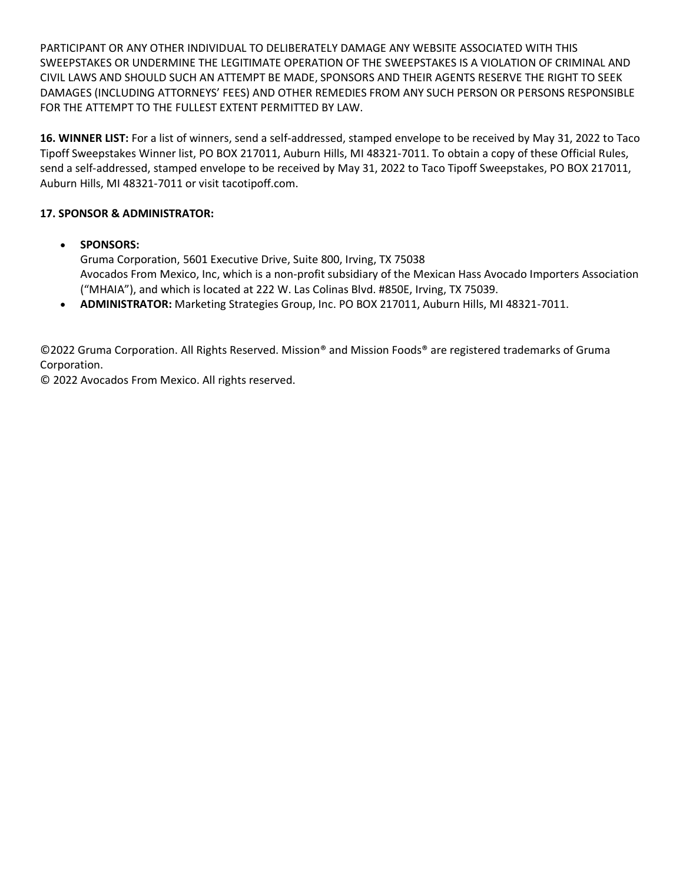PARTICIPANT OR ANY OTHER INDIVIDUAL TO DELIBERATELY DAMAGE ANY WEBSITE ASSOCIATED WITH THIS SWEEPSTAKES OR UNDERMINE THE LEGITIMATE OPERATION OF THE SWEEPSTAKES IS A VIOLATION OF CRIMINAL AND CIVIL LAWS AND SHOULD SUCH AN ATTEMPT BE MADE, SPONSORS AND THEIR AGENTS RESERVE THE RIGHT TO SEEK DAMAGES (INCLUDING ATTORNEYS' FEES) AND OTHER REMEDIES FROM ANY SUCH PERSON OR PERSONS RESPONSIBLE FOR THE ATTEMPT TO THE FULLEST EXTENT PERMITTED BY LAW.

**16. WINNER LIST:** For a list of winners, send a self-addressed, stamped envelope to be received by May 31, 2022 to Taco Tipoff Sweepstakes Winner list, PO BOX 217011, Auburn Hills, MI 48321-7011. To obtain a copy of these Official Rules, send a self-addressed, stamped envelope to be received by May 31, 2022 to Taco Tipoff Sweepstakes, PO BOX 217011, Auburn Hills, MI 48321-7011 or visit tacotipoff.com.

**17. SPONSOR & ADMINISTRATOR:**

- **SPONSORS:**
  Gruma Corporation, 5601 Executive Drive, Suite 800, Irving, TX 75038
  Avocados From Mexico, Inc, which is a non-profit subsidiary of the Mexican Hass Avocado Importers Association ("MHAIA"), and which is located at 222 W. Las Colinas Blvd. #850E, Irving, TX 75039.
- **ADMINISTRATOR:** Marketing Strategies Group, Inc. PO BOX 217011, Auburn Hills, MI 48321-7011.

©2022 Gruma Corporation. All Rights Reserved. Mission® and Mission Foods® are registered trademarks of Gruma Corporation.
© 2022 Avocados From Mexico. All rights reserved.